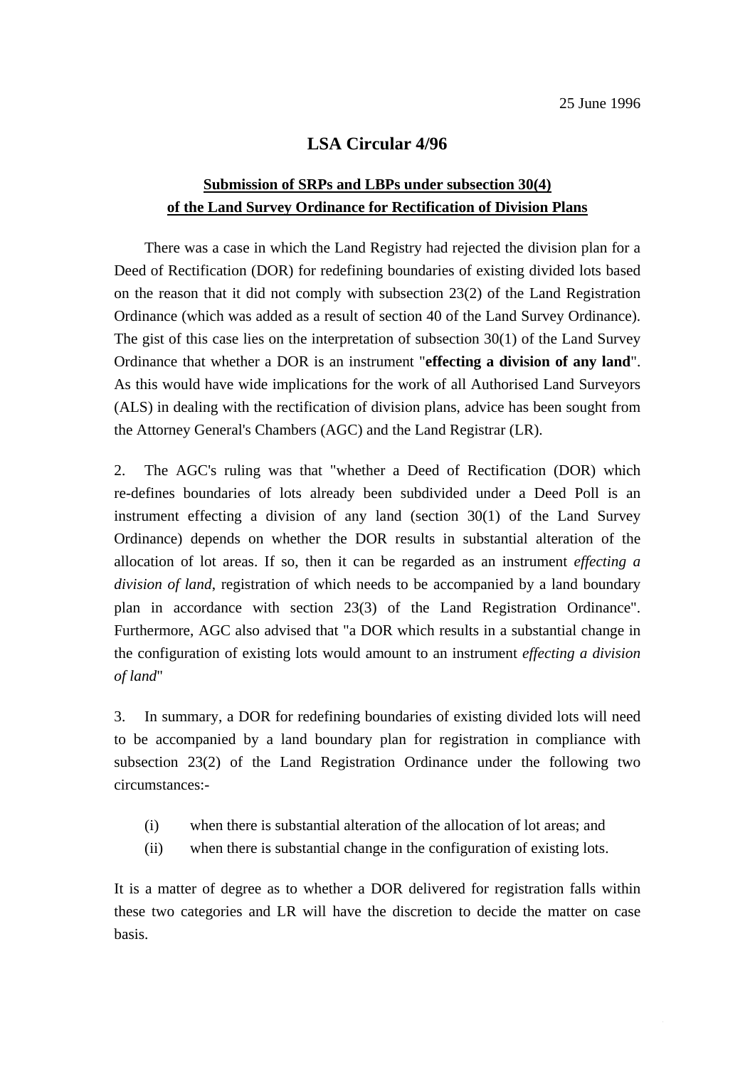25 June 1996

# LSA Circular 4/96

## Submission of SRPs and LBPs under subsection 30(4) of the Land Survey Ordinance for Rectification of Division Plans

There was a case in which the Land Registry had rejected the division plan for a Deed of Rectification (DOR) for redefining boundaries of existing divided lots based on the reason that it did not comply with subsection 23(2) of the Land Registration Ordinance (which was added as a result of section 40 of the Land Survey Ordinance). The gist of this case lies on the interpretation of subsection 30(1) of the Land Survey Ordinance that whether a DOR is an instrument "**effecting a division of any land**". As this would have wide implications for the work of all Authorised Land Surveyors (ALS) in dealing with the rectification of division plans, advice has been sought from the Attorney General's Chambers (AGC) and the Land Registrar (LR).

2. The AGC's ruling was that "whether a Deed of Rectification (DOR) which re-defines boundaries of lots already been subdivided under a Deed Poll is an instrument effecting a division of any land (section 30(1) of the Land Survey Ordinance) depends on whether the DOR results in substantial alteration of the allocation of lot areas. If so, then it can be regarded as an instrument *effecting a division of land*, registration of which needs to be accompanied by a land boundary plan in accordance with section 23(3) of the Land Registration Ordinance". Furthermore, AGC also advised that "a DOR which results in a substantial change in the configuration of existing lots would amount to an instrument *effecting a division of land*"

3. In summary, a DOR for redefining boundaries of existing divided lots will need to be accompanied by a land boundary plan for registration in compliance with subsection 23(2) of the Land Registration Ordinance under the following two circumstances:-

(i) when there is substantial alteration of the allocation of lot areas; and

(ii) when there is substantial change in the configuration of existing lots.

It is a matter of degree as to whether a DOR delivered for registration falls within these two categories and LR will have the discretion to decide the matter on case basis.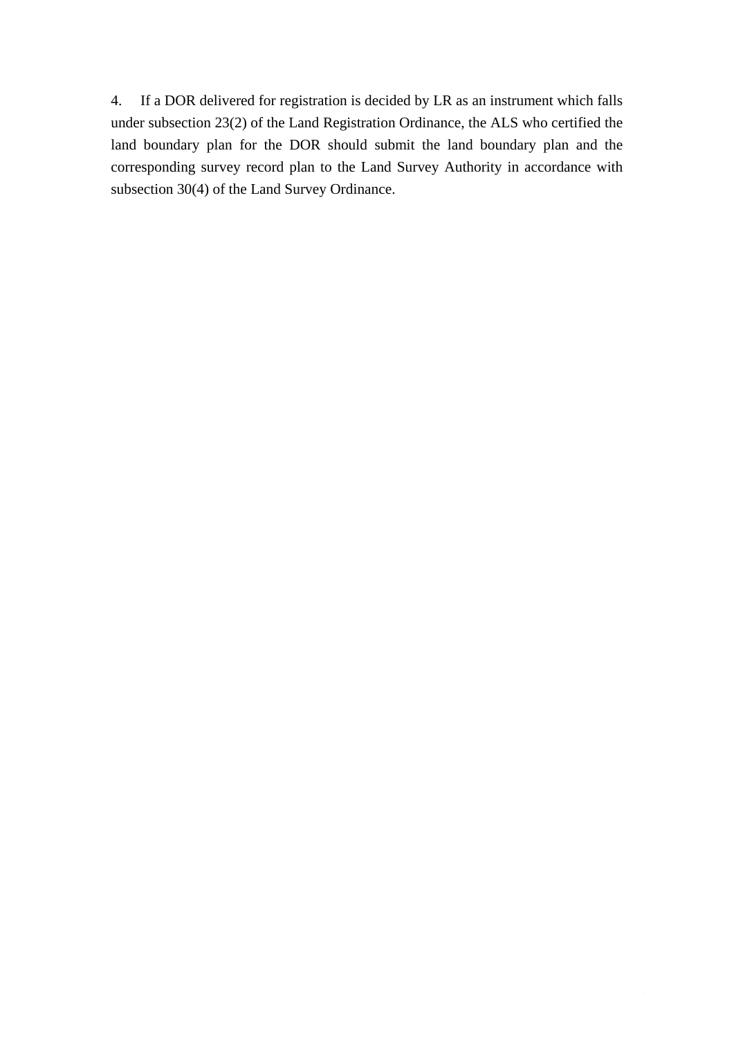4. If a DOR delivered for registration is decided by LR as an instrument which falls under subsection 23(2) of the Land Registration Ordinance, the ALS who certified the land boundary plan for the DOR should submit the land boundary plan and the corresponding survey record plan to the Land Survey Authority in accordance with subsection 30(4) of the Land Survey Ordinance.